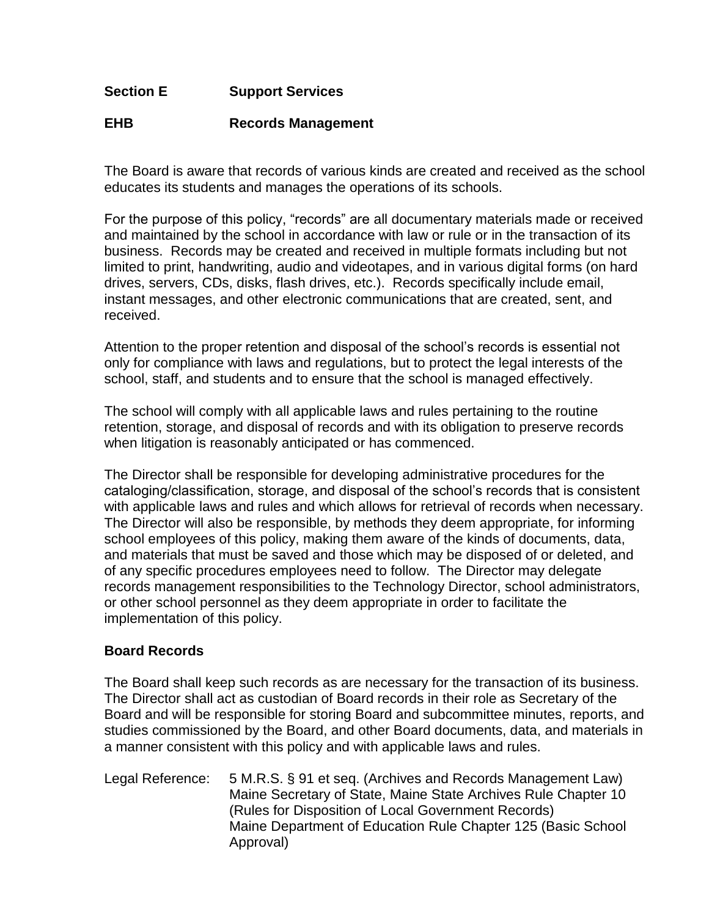## Section E Support Services

## EHB Records Management

The Board is aware that records of various kinds are created and received as the school educates its students and manages the operations of its schools.

For the purpose of this policy, "records" are all documentary materials made or received and maintained by the school in accordance with law or rule or in the transaction of its business. Records may be created and received in multiple formats including but not limited to print, handwriting, audio and videotapes, and in various digital forms (on hard drives, servers, CDs, disks, flash drives, etc.). Records specifically include email, instant messages, and other electronic communications that are created, sent, and received.

Attention to the proper retention and disposal of the school's records is essential not only for compliance with laws and regulations, but to protect the legal interests of the school, staff, and students and to ensure that the school is managed effectively.

The school will comply with all applicable laws and rules pertaining to the routine retention, storage, and disposal of records and with its obligation to preserve records when litigation is reasonably anticipated or has commenced.

The Director shall be responsible for developing administrative procedures for the cataloging/classification, storage, and disposal of the school's records that is consistent with applicable laws and rules and which allows for retrieval of records when necessary. The Director will also be responsible, by methods they deem appropriate, for informing school employees of this policy, making them aware of the kinds of documents, data, and materials that must be saved and those which may be disposed of or deleted, and of any specific procedures employees need to follow. The Director may delegate records management responsibilities to the Technology Director, school administrators, or other school personnel as they deem appropriate in order to facilitate the implementation of this policy.

### Board Records

The Board shall keep such records as are necessary for the transaction of its business. The Director shall act as custodian of Board records in their role as Secretary of the Board and will be responsible for storing Board and subcommittee minutes, reports, and studies commissioned by the Board, and other Board documents, data, and materials in a manner consistent with this policy and with applicable laws and rules.

Legal Reference: 5 M.R.S. § 91 et seq. (Archives and Records Management Law)
Maine Secretary of State, Maine State Archives Rule Chapter 10 (Rules for Disposition of Local Government Records)
Maine Department of Education Rule Chapter 125 (Basic School Approval)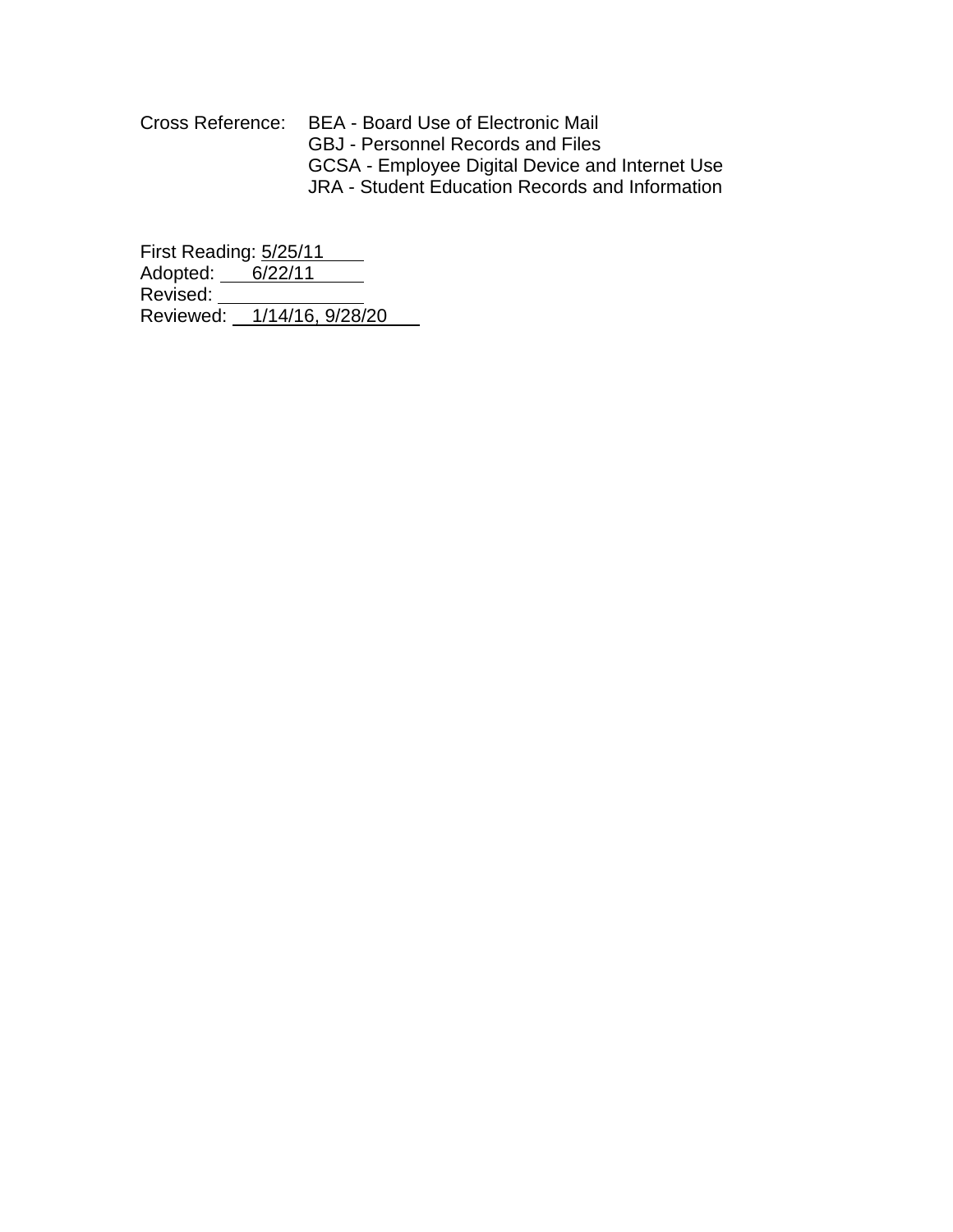Cross Reference: BEA - Board Use of Electronic Mail
GBJ - Personnel Records and Files
GCSA - Employee Digital Device and Internet Use
JRA - Student Education Records and Information

First Reading: 5/25/11
Adopted: 6/22/11
Revised:
Reviewed: 1/14/16, 9/28/20